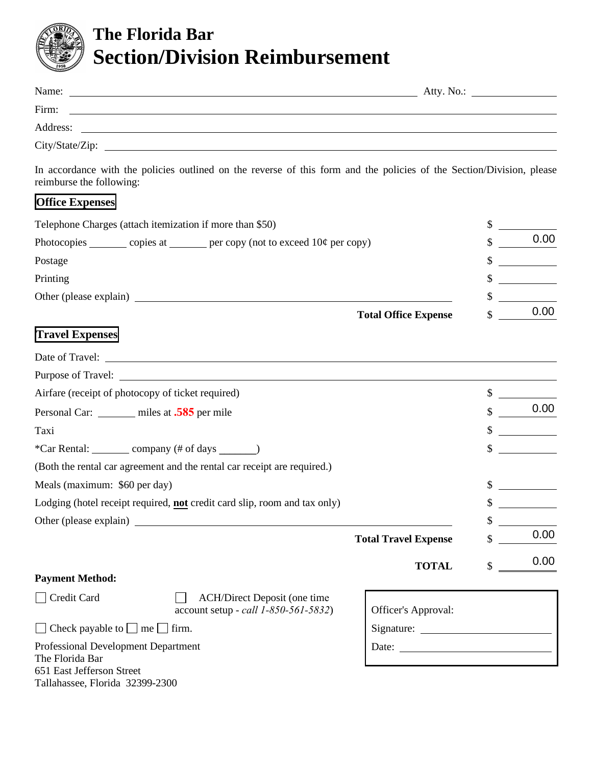# The Florida Bar

## Section/Division Reimbursement

Name: ______________________________ Atty. No.: ____________

Firm: ______________________________

Address: ______________________________

City/State/Zip: ______________________________

In accordance with the policies outlined on the reverse of this form and the policies of the Section/Division, please reimburse the following:

### Office Expenses

| | |
|---|---|
| Telephone Charges (attach itemization if more than $50) | $ ______ |
| Photocopies _______ copies at _______ per copy (not to exceed 10¢ per copy) | $ 0.00 |
| Postage | $ ______ |
| Printing | $ ______ |
| Other (please explain) ______________________________ | $ ______ |
| **Total Office Expense** | $ 0.00 |

### Travel Expenses

Date of Travel: ______________________________

Purpose of Travel: ______________________________

| | |
|---|---|
| Airfare (receipt of photocopy of ticket required) | $ ______ |
| Personal Car: _______ miles at **.585** per mile | $ 0.00 |
| Taxi | $ ______ |
| *Car Rental: _______ company (# of days _______) | $ ______ |
| (Both the rental car agreement and the rental car receipt are required.) | |
| Meals (maximum: $60 per day) | $ ______ |
| Lodging (hotel receipt required, **not** credit card slip, room and tax only) | $ ______ |
| Other (please explain) ______________________________ | $ ______ |
| **Total Travel Expense** | $ 0.00 |
| **TOTAL** | $ 0.00 |

**Payment Method:**

☐ Credit Card

☐ ACH/Direct Deposit (one time account setup - *call 1-850-561-5832*)

☐ Check payable to ☐ me ☐ firm.

Professional Development Department
The Florida Bar
651 East Jefferson Street
Tallahassee, Florida 32399-2300

Officer's Approval:

Signature: ______________________________

Date: ______________________________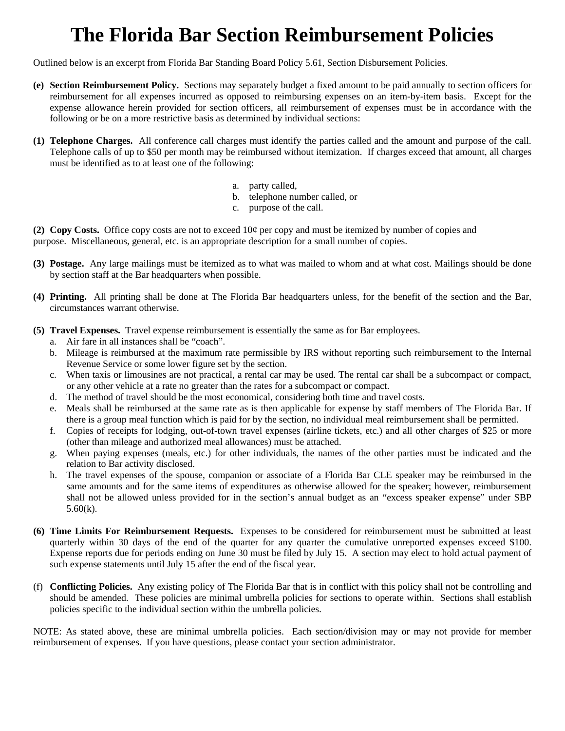# The Florida Bar Section Reimbursement Policies

Outlined below is an excerpt from Florida Bar Standing Board Policy 5.61, Section Disbursement Policies.

**(e) Section Reimbursement Policy.** Sections may separately budget a fixed amount to be paid annually to section officers for reimbursement for all expenses incurred as opposed to reimbursing expenses on an item-by-item basis. Except for the expense allowance herein provided for section officers, all reimbursement of expenses must be in accordance with the following or be on a more restrictive basis as determined by individual sections:

**(1) Telephone Charges.** All conference call charges must identify the parties called and the amount and purpose of the call. Telephone calls of up to $50 per month may be reimbursed without itemization. If charges exceed that amount, all charges must be identified as to at least one of the following:

a. party called,
b. telephone number called, or
c. purpose of the call.

**(2) Copy Costs.** Office copy costs are not to exceed 10¢ per copy and must be itemized by number of copies and purpose. Miscellaneous, general, etc. is an appropriate description for a small number of copies.

**(3) Postage.** Any large mailings must be itemized as to what was mailed to whom and at what cost. Mailings should be done by section staff at the Bar headquarters when possible.

**(4) Printing.** All printing shall be done at The Florida Bar headquarters unless, for the benefit of the section and the Bar, circumstances warrant otherwise.

**(5) Travel Expenses.** Travel expense reimbursement is essentially the same as for Bar employees.

a. Air fare in all instances shall be "coach".
b. Mileage is reimbursed at the maximum rate permissible by IRS without reporting such reimbursement to the Internal Revenue Service or some lower figure set by the section.
c. When taxis or limousines are not practical, a rental car may be used. The rental car shall be a subcompact or compact, or any other vehicle at a rate no greater than the rates for a subcompact or compact.
d. The method of travel should be the most economical, considering both time and travel costs.
e. Meals shall be reimbursed at the same rate as is then applicable for expense by staff members of The Florida Bar. If there is a group meal function which is paid for by the section, no individual meal reimbursement shall be permitted.
f. Copies of receipts for lodging, out-of-town travel expenses (airline tickets, etc.) and all other charges of $25 or more (other than mileage and authorized meal allowances) must be attached.
g. When paying expenses (meals, etc.) for other individuals, the names of the other parties must be indicated and the relation to Bar activity disclosed.
h. The travel expenses of the spouse, companion or associate of a Florida Bar CLE speaker may be reimbursed in the same amounts and for the same items of expenditures as otherwise allowed for the speaker; however, reimbursement shall not be allowed unless provided for in the section's annual budget as an "excess speaker expense" under SBP 5.60(k).

**(6) Time Limits For Reimbursement Requests.** Expenses to be considered for reimbursement must be submitted at least quarterly within 30 days of the end of the quarter for any quarter the cumulative unreported expenses exceed $100. Expense reports due for periods ending on June 30 must be filed by July 15. A section may elect to hold actual payment of such expense statements until July 15 after the end of the fiscal year.

(f) **Conflicting Policies.** Any existing policy of The Florida Bar that is in conflict with this policy shall not be controlling and should be amended. These policies are minimal umbrella policies for sections to operate within. Sections shall establish policies specific to the individual section within the umbrella policies.

NOTE: As stated above, these are minimal umbrella policies. Each section/division may or may not provide for member reimbursement of expenses. If you have questions, please contact your section administrator.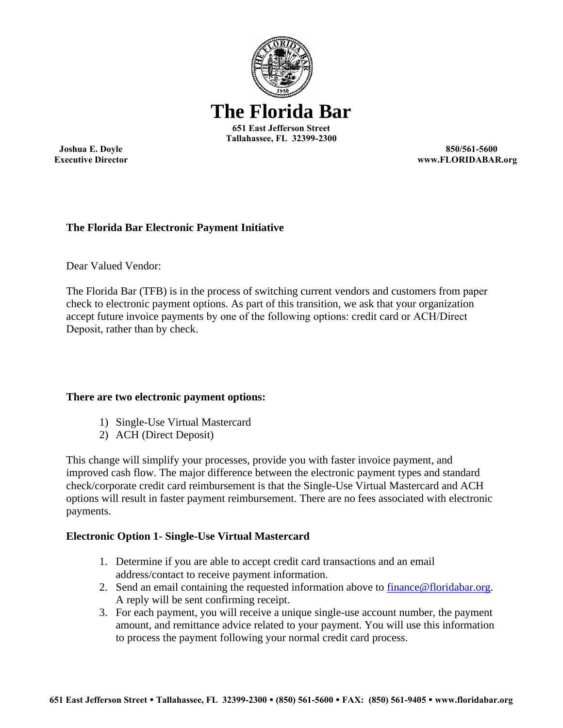# The Florida Bar

**651 East Jefferson Street**
**Tallahassee, FL 32399-2300**

**Joshua E. Doyle**
**Executive Director**

**850/561-5600**
**www.FLORIDABAR.org**

**The Florida Bar Electronic Payment Initiative**

Dear Valued Vendor:

The Florida Bar (TFB) is in the process of switching current vendors and customers from paper check to electronic payment options. As part of this transition, we ask that your organization accept future invoice payments by one of the following options: credit card or ACH/Direct Deposit, rather than by check.

**There are two electronic payment options:**

1) Single-Use Virtual Mastercard
2) ACH (Direct Deposit)

This change will simplify your processes, provide you with faster invoice payment, and improved cash flow. The major difference between the electronic payment types and standard check/corporate credit card reimbursement is that the Single-Use Virtual Mastercard and ACH options will result in faster payment reimbursement. There are no fees associated with electronic payments.

**Electronic Option 1- Single-Use Virtual Mastercard**

1. Determine if you are able to accept credit card transactions and an email address/contact to receive payment information.
2. Send an email containing the requested information above to [finance@floridabar.org](mailto:finance@floridabar.org). A reply will be sent confirming receipt.
3. For each payment, you will receive a unique single-use account number, the payment amount, and remittance advice related to your payment. You will use this information to process the payment following your normal credit card process.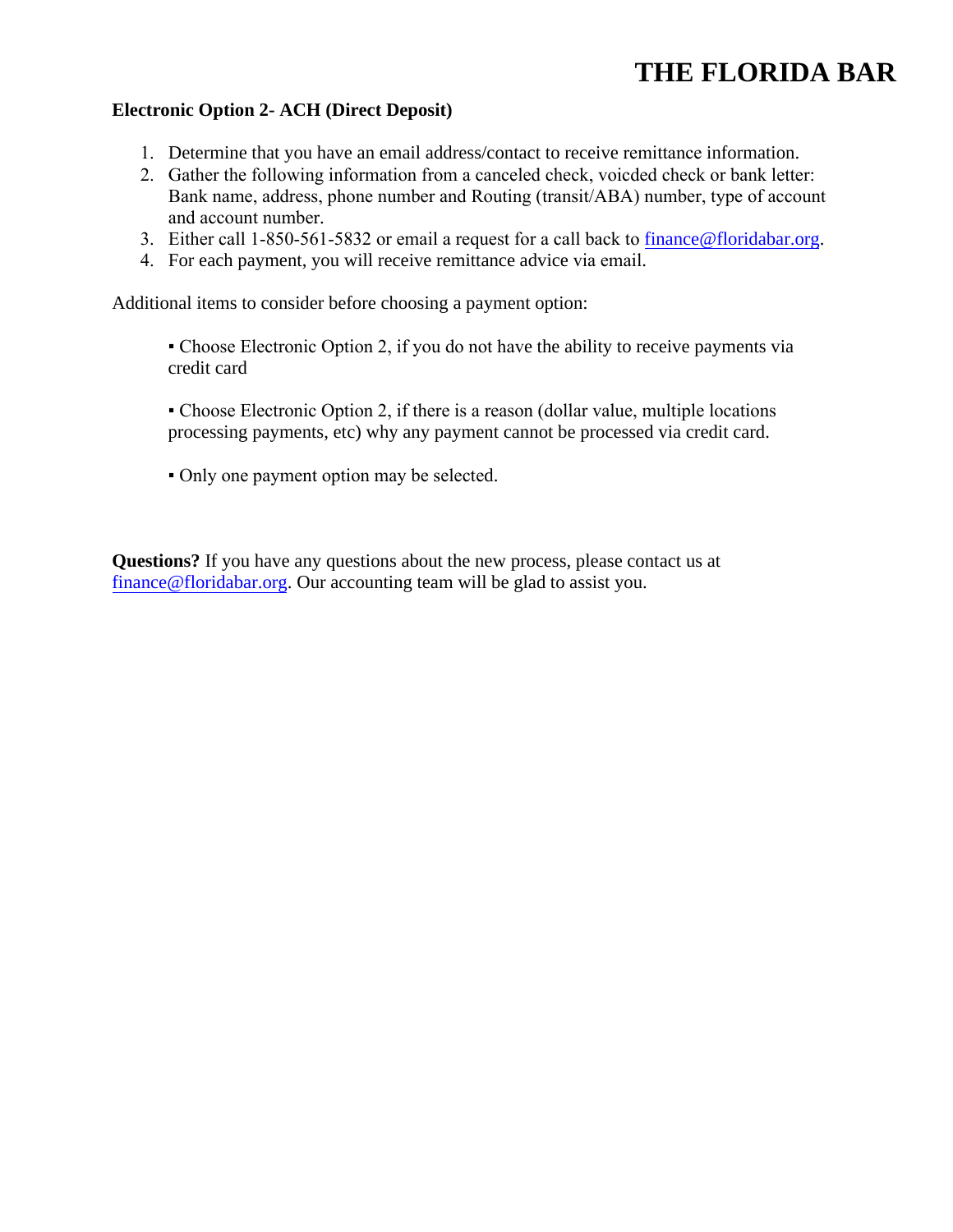# THE FLORIDA BAR

**Electronic Option 2- ACH (Direct Deposit)**

1. Determine that you have an email address/contact to receive remittance information.
2. Gather the following information from a canceled check, voicded check or bank letter: Bank name, address, phone number and Routing (transit/ABA) number, type of account and account number.
3. Either call 1-850-561-5832 or email a request for a call back to finance@floridabar.org.
4. For each payment, you will receive remittance advice via email.

Additional items to consider before choosing a payment option:

▪ Choose Electronic Option 2, if you do not have the ability to receive payments via credit card

▪ Choose Electronic Option 2, if there is a reason (dollar value, multiple locations processing payments, etc) why any payment cannot be processed via credit card.

▪ Only one payment option may be selected.

**Questions?** If you have any questions about the new process, please contact us at finance@floridabar.org. Our accounting team will be glad to assist you.